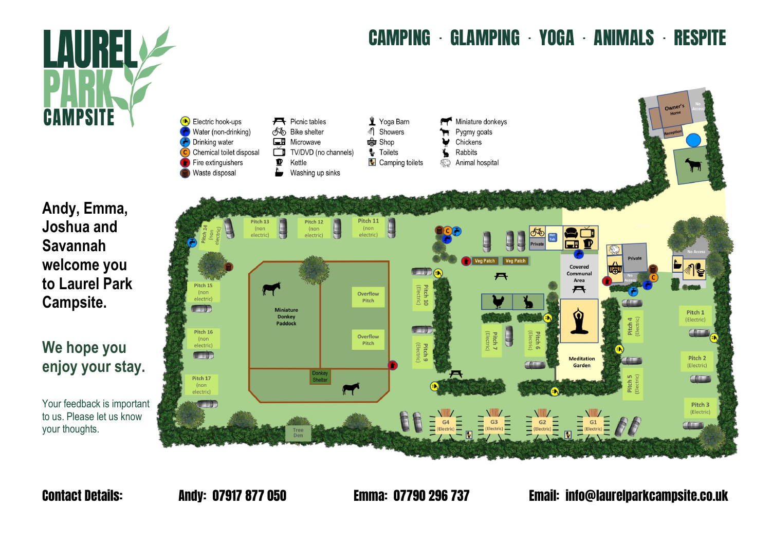# LAUREL PARK CAMPSITE

## CAMPING · GLAMPING · YOGA · ANIMALS · RESPITE

- Electric hook-ups
- Water (non-drinking)
- Drinking water
- Chemical toilet disposal
- Fire extinguishers
- Waste disposal
- Picnic tables
- Bike shelter
- Microwave
- TV/DVD (no channels)
- Kettle
- Washing up sinks
- Yoga Barn
- Showers
- Shop
- Toilets
- Camping toilets
- Miniature donkeys
- Pygmy goats
- Chickens
- Rabbits
- Animal hospital

**Andy, Emma, Joshua and Savannah welcome you to Laurel Park Campsite.**

## We hope you enjoy your stay.

Your feedback is important to us. Please let us know your thoughts.

Owner's Home · No Access · Reception · Pitch 14 (non electric) · Pitch 13 (non electric) · Pitch 12 (non electric) · Pitch 11 (non electric) · Private · Hot Tub · Veg Patch · Veg Patch · Covered Communal Area · Private · No Access · No Access · Pitch 15 (non electric) · Miniature Donkey Paddock · Overflow Pitch · Overflow Pitch · Pitch 10 (Electric) · Pitch 9 (Electric) · Pitch 7 (Electric) · Pitch 6 (Electric) · Pitch 4 (Electric) · Pitch 5 (Electric) · Pitch 1 (Electric) · Pitch 2 (Electric) · Pitch 3 (Electric) · Meditation Garden · Pitch 16 (non electric) · Pitch 17 (non electric) · Donkey Shelter · Tree Den · G4 (Electric) · G3 (Electric) · G2 (Electric) · G1 (Electric)

**Contact Details:** **Andy: 07917 877 050** **Emma: 07790 296 737** **Email: info@laurelparkcampsite.co.uk**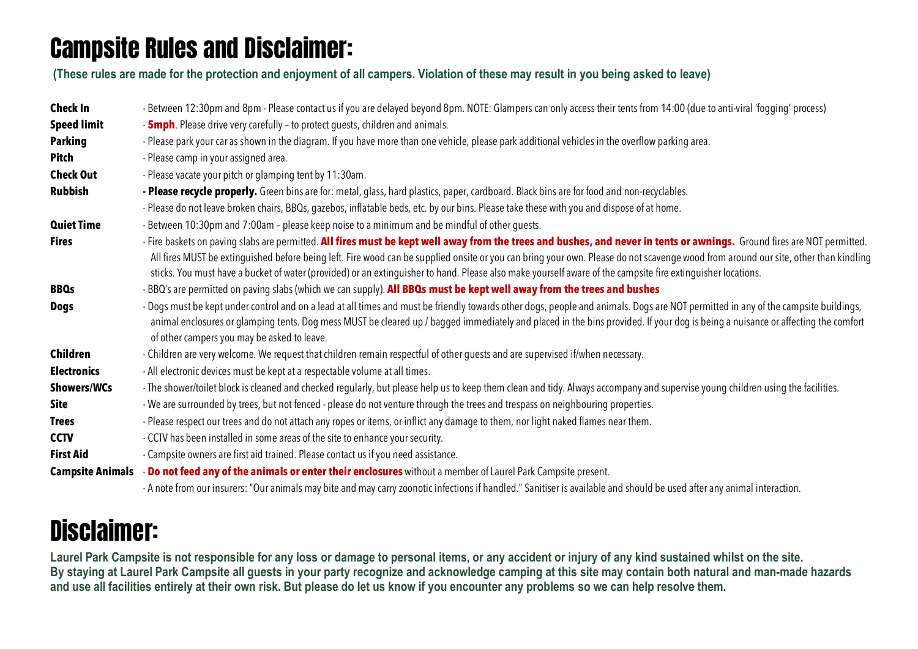# Campsite Rules and Disclaimer:

**(These rules are made for the protection and enjoyment of all campers. Violation of these may result in you being asked to leave)**

| | |
|---|---|
| **Check In** | - Between 12:30pm and 8pm - Please contact us if you are delayed beyond 8pm. NOTE: Glampers can only access their tents from 14:00 (due to anti-viral 'fogging' process) |
| **Speed limit** | - **5mph**. Please drive very carefully – to protect guests, children and animals. |
| **Parking** | - Please park your car as shown in the diagram. If you have more than one vehicle, please park additional vehicles in the overflow parking area. |
| **Pitch** | - Please camp in your assigned area. |
| **Check Out** | - Please vacate your pitch or glamping tent by 11:30am. |
| **Rubbish** | **- Please recycle properly.** Green bins are for: metal, glass, hard plastics, paper, cardboard. Black bins are for food and non-recyclables.<br>- Please do not leave broken chairs, BBQs, gazebos, inflatable beds, etc. by our bins. Please take these with you and dispose of at home. |
| **Quiet Time** | - Between 10:30pm and 7:00am – please keep noise to a minimum and be mindful of other guests. |
| **Fires** | - Fire baskets on paving slabs are permitted. **All fires must be kept well away from the trees and bushes, and never in tents or awnings.** Ground fires are NOT permitted. All fires MUST be extinguished before being left. Fire wood can be supplied onsite or you can bring your own. Please do not scavenge wood from around our site, other than kindling sticks. You must have a bucket of water (provided) or an extinguisher to hand. Please also make yourself aware of the campsite fire extinguisher locations. |
| **BBQs** | - BBQ's are permitted on paving slabs (which we can supply). **All BBQs must be kept well away from the trees and bushes** |
| **Dogs** | - Dogs must be kept under control and on a lead at all times and must be friendly towards other dogs, people and animals. Dogs are NOT permitted in any of the campsite buildings, animal enclosures or glamping tents. Dog mess MUST be cleared up / bagged immediately and placed in the bins provided. If your dog is being a nuisance or affecting the comfort of other campers you may be asked to leave. |
| **Children** | - Children are very welcome. We request that children remain respectful of other guests and are supervised if/when necessary. |
| **Electronics** | - All electronic devices must be kept at a respectable volume at all times. |
| **Showers/WCs** | - The shower/toilet block is cleaned and checked regularly, but please help us to keep them clean and tidy. Always accompany and supervise young children using the facilities. |
| **Site** | - We are surrounded by trees, but not fenced - please do not venture through the trees and trespass on neighbouring properties. |
| **Trees** | - Please respect our trees and do not attach any ropes or items, or inflict any damage to them, nor light naked flames near them. |
| **CCTV** | - CCTV has been installed in some areas of the site to enhance your security. |
| **First Aid** | - Campsite owners are first aid trained. Please contact us if you need assistance. |
| **Campsite Animals** | - **Do not feed any of the animals or enter their enclosures** without a member of Laurel Park Campsite present.<br>- A note from our insurers: "Our animals may bite and may carry zoonotic infections if handled." Sanitiser is available and should be used after any animal interaction. |

# Disclaimer:

**Laurel Park Campsite is not responsible for any loss or damage to personal items, or any accident or injury of any kind sustained whilst on the site. By staying at Laurel Park Campsite all guests in your party recognize and acknowledge camping at this site may contain both natural and man-made hazards and use all facilities entirely at their own risk. But please do let us know if you encounter any problems so we can help resolve them.**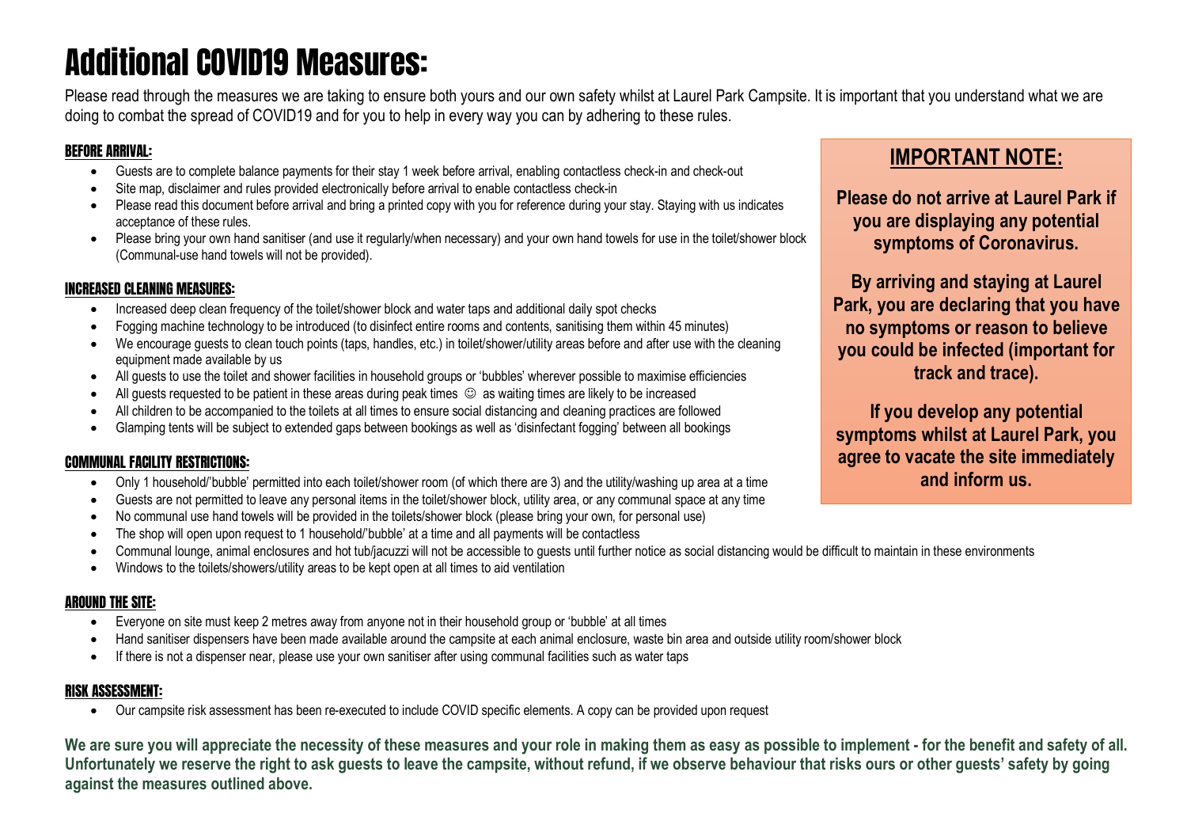# Additional COVID19 Measures:

Please read through the measures we are taking to ensure both yours and our own safety whilst at Laurel Park Campsite. It is important that you understand what we are doing to combat the spread of COVID19 and for you to help in every way you can by adhering to these rules.

## BEFORE ARRIVAL:

- Guests are to complete balance payments for their stay 1 week before arrival, enabling contactless check-in and check-out
- Site map, disclaimer and rules provided electronically before arrival to enable contactless check-in
- Please read this document before arrival and bring a printed copy with you for reference during your stay. Staying with us indicates acceptance of these rules.
- Please bring your own hand sanitiser (and use it regularly/when necessary) and your own hand towels for use in the toilet/shower block (Communal-use hand towels will not be provided).

## INCREASED CLEANING MEASURES:

- Increased deep clean frequency of the toilet/shower block and water taps and additional daily spot checks
- Fogging machine technology to be introduced (to disinfect entire rooms and contents, sanitising them within 45 minutes)
- We encourage guests to clean touch points (taps, handles, etc.) in toilet/shower/utility areas before and after use with the cleaning equipment made available by us
- All guests to use the toilet and shower facilities in household groups or 'bubbles' wherever possible to maximise efficiencies
- All guests requested to be patient in these areas during peak times ☺ as waiting times are likely to be increased
- All children to be accompanied to the toilets at all times to ensure social distancing and cleaning practices are followed
- Glamping tents will be subject to extended gaps between bookings as well as 'disinfectant fogging' between all bookings

## COMMUNAL FACILITY RESTRICTIONS:

- Only 1 household/'bubble' permitted into each toilet/shower room (of which there are 3) and the utility/washing up area at a time
- Guests are not permitted to leave any personal items in the toilet/shower block, utility area, or any communal space at any time
- No communal use hand towels will be provided in the toilets/shower block (please bring your own, for personal use)
- The shop will open upon request to 1 household/'bubble' at a time and all payments will be contactless
- Communal lounge, animal enclosures and hot tub/jacuzzi will not be accessible to guests until further notice as social distancing would be difficult to maintain in these environments
- Windows to the toilets/showers/utility areas to be kept open at all times to aid ventilation

## AROUND THE SITE:

- Everyone on site must keep 2 metres away from anyone not in their household group or 'bubble' at all times
- Hand sanitiser dispensers have been made available around the campsite at each animal enclosure, waste bin area and outside utility room/shower block
- If there is not a dispenser near, please use your own sanitiser after using communal facilities such as water taps

## RISK ASSESSMENT:

- Our campsite risk assessment has been re-executed to include COVID specific elements. A copy can be provided upon request

## IMPORTANT NOTE:

**Please do not arrive at Laurel Park if you are displaying any potential symptoms of Coronavirus.**

**By arriving and staying at Laurel Park, you are declaring that you have no symptoms or reason to believe you could be infected (important for track and trace).**

**If you develop any potential symptoms whilst at Laurel Park, you agree to vacate the site immediately and inform us.**

**We are sure you will appreciate the necessity of these measures and your role in making them as easy as possible to implement - for the benefit and safety of all. Unfortunately we reserve the right to ask guests to leave the campsite, without refund, if we observe behaviour that risks ours or other guests' safety by going against the measures outlined above.**